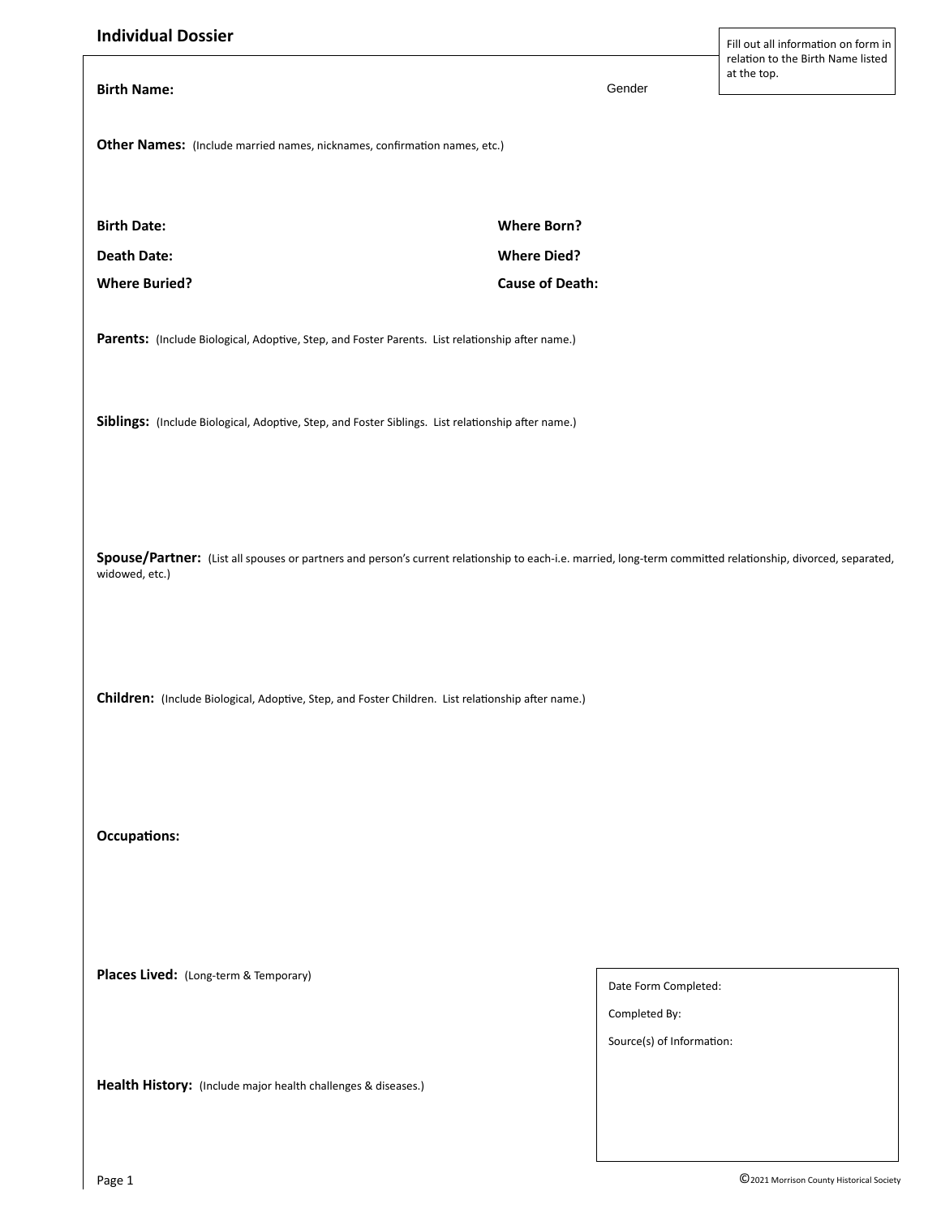## Individual Dossier

Fill out all information on form in relation to the Birth Name listed at the top.

**Birth Name:** Gender

**Other Names:** (Include married names, nicknames, confirmation names, etc.)

**Birth Date:**

**Where Born?**

**Death Date:**

**Where Died?**

**Where Buried?**

**Cause of Death:**

**Parents:** (Include Biological, Adoptive, Step, and Foster Parents. List relationship after name.)

**Siblings:** (Include Biological, Adoptive, Step, and Foster Siblings. List relationship after name.)

**Spouse/Partner:** (List all spouses or partners and person's current relationship to each-i.e. married, long-term committed relationship, divorced, separated, widowed, etc.)

**Children:** (Include Biological, Adoptive, Step, and Foster Children. List relationship after name.)

**Occupations:**

**Places Lived:** (Long-term & Temporary)

**Health History:** (Include major health challenges & diseases.)

Date Form Completed:

Completed By:

Source(s) of Information:

©2021 Morrison County Historical Society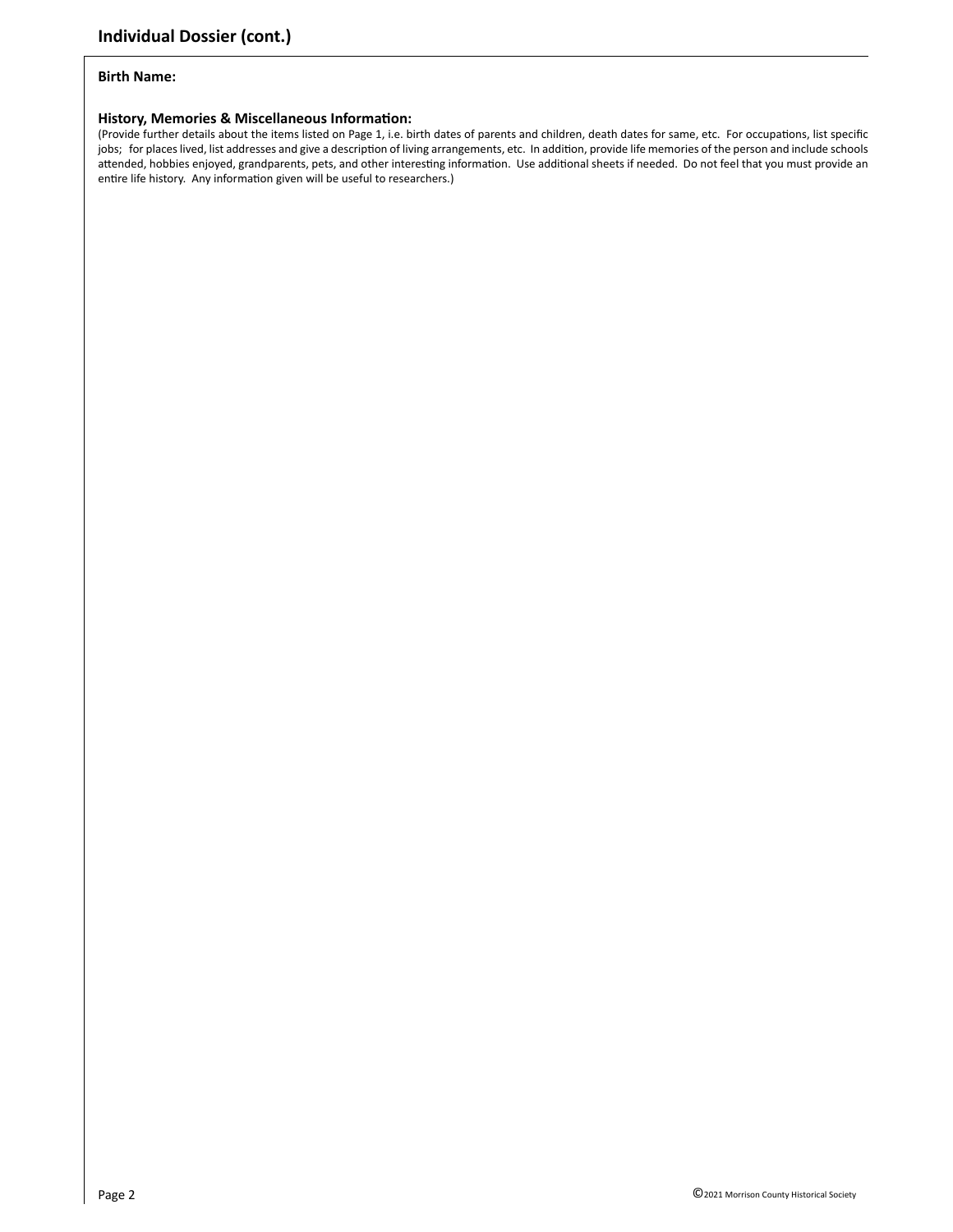## Individual Dossier (cont.)

**Birth Name:**

**History, Memories & Miscellaneous Information:**

(Provide further details about the items listed on Page 1, i.e. birth dates of parents and children, death dates for same, etc. For occupations, list specific jobs; for places lived, list addresses and give a description of living arrangements, etc. In addition, provide life memories of the person and include schools attended, hobbies enjoyed, grandparents, pets, and other interesting information. Use additional sheets if needed. Do not feel that you must provide an entire life history. Any information given will be useful to researchers.)

©2021 Morrison County Historical Society